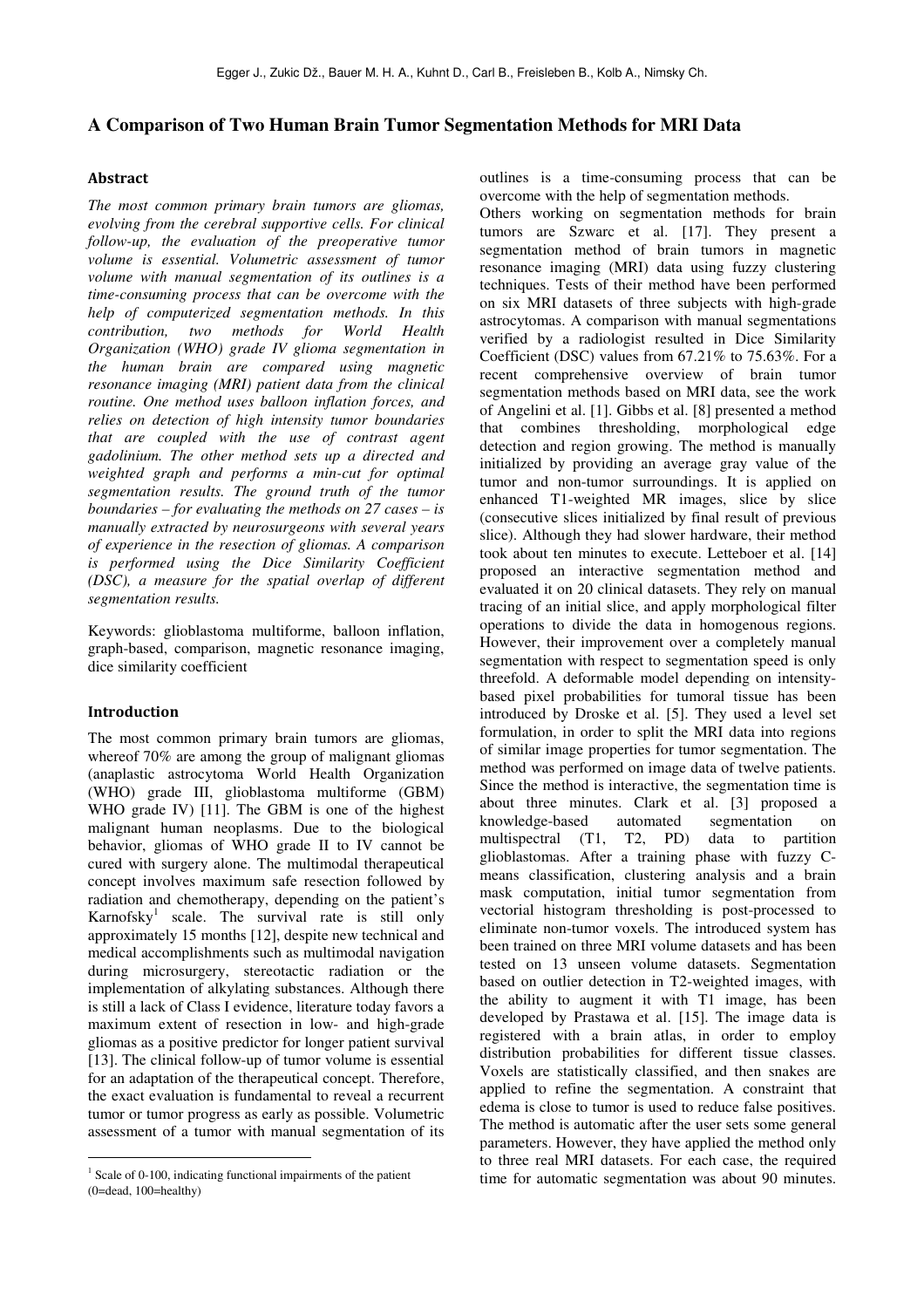Egger J., Zukic Dž., Bauer M. H. A., Kuhnt D., Carl B., Freisleben B., Kolb A., Nimsky Ch.

# A Comparison of Two Human Brain Tumor Segmentation Methods for MRI Data

## Abstract

*The most common primary brain tumors are gliomas, evolving from the cerebral supportive cells. For clinical follow-up, the evaluation of the preoperative tumor volume is essential. Volumetric assessment of tumor volume with manual segmentation of its outlines is a time-consuming process that can be overcome with the help of computerized segmentation methods. In this contribution, two methods for World Health Organization (WHO) grade IV glioma segmentation in the human brain are compared using magnetic resonance imaging (MRI) patient data from the clinical routine. One method uses balloon inflation forces, and relies on detection of high intensity tumor boundaries that are coupled with the use of contrast agent gadolinium. The other method sets up a directed and weighted graph and performs a min-cut for optimal segmentation results. The ground truth of the tumor boundaries – for evaluating the methods on 27 cases – is manually extracted by neurosurgeons with several years of experience in the resection of gliomas. A comparison is performed using the Dice Similarity Coefficient (DSC), a measure for the spatial overlap of different segmentation results.*

Keywords: glioblastoma multiforme, balloon inflation, graph-based, comparison, magnetic resonance imaging, dice similarity coefficient

## Introduction

The most common primary brain tumors are gliomas, whereof 70% are among the group of malignant gliomas (anaplastic astrocytoma World Health Organization (WHO) grade III, glioblastoma multiforme (GBM) WHO grade IV) [11]. The GBM is one of the highest malignant human neoplasms. Due to the biological behavior, gliomas of WHO grade II to IV cannot be cured with surgery alone. The multimodal therapeutical concept involves maximum safe resection followed by radiation and chemotherapy, depending on the patient's Karnofsky[1] scale. The survival rate is still only approximately 15 months [12], despite new technical and medical accomplishments such as multimodal navigation during microsurgery, stereotactic radiation or the implementation of alkylating substances. Although there is still a lack of Class I evidence, literature today favors a maximum extent of resection in low- and high-grade gliomas as a positive predictor for longer patient survival [13]. The clinical follow-up of tumor volume is essential for an adaptation of the therapeutical concept. Therefore, the exact evaluation is fundamental to reveal a recurrent tumor or tumor progress as early as possible. Volumetric assessment of a tumor with manual segmentation of its outlines is a time-consuming process that can be overcome with the help of segmentation methods.

Others working on segmentation methods for brain tumors are Szwarc et al. [17]. They present a segmentation method of brain tumors in magnetic resonance imaging (MRI) data using fuzzy clustering techniques. Tests of their method have been performed on six MRI datasets of three subjects with high-grade astrocytomas. A comparison with manual segmentations verified by a radiologist resulted in Dice Similarity Coefficient (DSC) values from 67.21% to 75.63%. For a recent comprehensive overview of brain tumor segmentation methods based on MRI data, see the work of Angelini et al. [1]. Gibbs et al. [8] presented a method that combines thresholding, morphological edge detection and region growing. The method is manually initialized by providing an average gray value of the tumor and non-tumor surroundings. It is applied on enhanced T1-weighted MR images, slice by slice (consecutive slices initialized by final result of previous slice). Although they had slower hardware, their method took about ten minutes to execute. Letteboer et al. [14] proposed an interactive segmentation method and evaluated it on 20 clinical datasets. They rely on manual tracing of an initial slice, and apply morphological filter operations to divide the data in homogenous regions. However, their improvement over a completely manual segmentation with respect to segmentation speed is only threefold. A deformable model depending on intensity-based pixel probabilities for tumoral tissue has been introduced by Droske et al. [5]. They used a level set formulation, in order to split the MRI data into regions of similar image properties for tumor segmentation. The method was performed on image data of twelve patients. Since the method is interactive, the segmentation time is about three minutes. Clark et al. [3] proposed a knowledge-based automated segmentation on multispectral (T1, T2, PD) data to partition glioblastomas. After a training phase with fuzzy C-means classification, clustering analysis and a brain mask computation, initial tumor segmentation from vectorial histogram thresholding is post-processed to eliminate non-tumor voxels. The introduced system has been trained on three MRI volume datasets and has been tested on 13 unseen volume datasets. Segmentation based on outlier detection in T2-weighted images, with the ability to augment it with T1 image, has been developed by Prastawa et al. [15]. The image data is registered with a brain atlas, in order to employ distribution probabilities for different tissue classes. Voxels are statistically classified, and then snakes are applied to refine the segmentation. A constraint that edema is close to tumor is used to reduce false positives. The method is automatic after the user sets some general parameters. However, they have applied the method only to three real MRI datasets. For each case, the required time for automatic segmentation was about 90 minutes.

[1] Scale of 0-100, indicating functional impairments of the patient (0=dead, 100=healthy)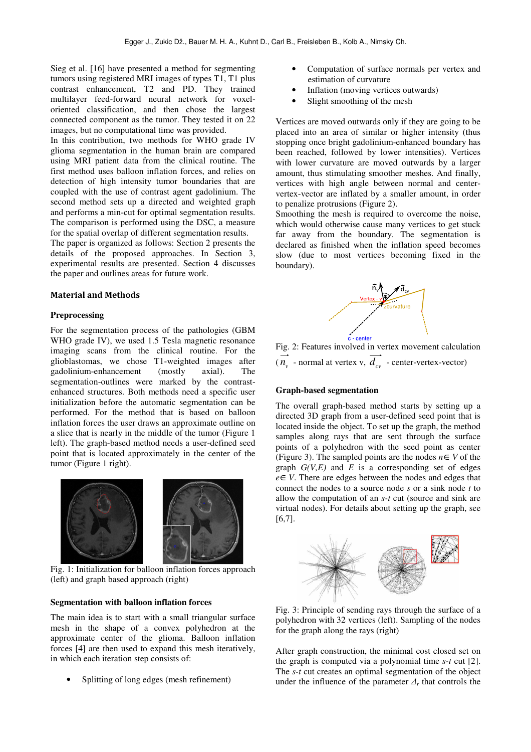Sieg et al. [16] have presented a method for segmenting tumors using registered MRI images of types T1, T1 plus contrast enhancement, T2 and PD. They trained multilayer feed-forward neural network for voxel-oriented classification, and then chose the largest connected component as the tumor. They tested it on 22 images, but no computational time was provided.

In this contribution, two methods for WHO grade IV glioma segmentation in the human brain are compared using MRI patient data from the clinical routine. The first method uses balloon inflation forces, and relies on detection of high intensity tumor boundaries that are coupled with the use of contrast agent gadolinium. The second method sets up a directed and weighted graph and performs a min-cut for optimal segmentation results. The comparison is performed using the DSC, a measure for the spatial overlap of different segmentation results.

The paper is organized as follows: Section 2 presents the details of the proposed approaches. In Section 3, experimental results are presented. Section 4 discusses the paper and outlines areas for future work.

## Material and Methods

### Preprocessing

For the segmentation process of the pathologies (GBM WHO grade IV), we used 1.5 Tesla magnetic resonance imaging scans from the clinical routine. For glioblastomas, we chose T1-weighted images after gadolinium-enhancement (mostly axial). The segmentation-outlines were marked by the contrast-enhanced structures. Both methods need a specific user initialization before the automatic segmentation can be performed. For the method that is based on balloon inflation forces the user draws an approximate outline on a slice that is nearly in the middle of the tumor (Figure 1 left). The graph-based method needs a user-defined seed point that is located approximately in the center of the tumor (Figure 1 right).

Fig. 1: Initialization for balloon inflation forces approach (left) and graph based approach (right)

### Segmentation with balloon inflation forces

The main idea is to start with a small triangular surface mesh in the shape of a convex polyhedron at the approximate center of the glioma. Balloon inflation forces [4] are then used to expand this mesh iteratively, in which each iteration step consists of:

- Splitting of long edges (mesh refinement)
- Computation of surface normals per vertex and estimation of curvature
- Inflation (moving vertices outwards)
- Slight smoothing of the mesh

Vertices are moved outwards only if they are going to be placed into an area of similar or higher intensity (thus stopping once bright gadolinium-enhanced boundary has been reached, followed by lower intensities). Vertices with lower curvature are moved outwards by a larger amount, thus stimulating smoother meshes. And finally, vertices with high angle between normal and center-vertex-vector are inflated by a smaller amount, in order to penalize protrusions (Figure 2).

Smoothing the mesh is required to overcome the noise, which would otherwise cause many vertices to get stuck far away from the boundary. The segmentation is declared as finished when the inflation speed becomes slow (due to most vertices becoming fixed in the boundary).

Fig. 2: Features involved in vertex movement calculation ($\vec{n_v}$ - normal at vertex v, $\vec{d_{cv}}$ - center-vertex-vector)

### Graph-based segmentation

The overall graph-based method starts by setting up a directed 3D graph from a user-defined seed point that is located inside the object. To set up the graph, the method samples along rays that are sent through the surface points of a polyhedron with the seed point as center (Figure 3). The sampled points are the nodes $n \in V$ of the graph $G(V,E)$ and $E$ is a corresponding set of edges $e \in V$. There are edges between the nodes and edges that connect the nodes to a source node $s$ or a sink node $t$ to allow the computation of an $s$-$t$ cut (source and sink are virtual nodes). For details about setting up the graph, see [6,7].

Fig. 3: Principle of sending rays through the surface of a polyhedron with 32 vertices (left). Sampling of the nodes for the graph along the rays (right)

After graph construction, the minimal cost closed set on the graph is computed via a polynomial time $s$-$t$ cut [2]. The $s$-$t$ cut creates an optimal segmentation of the object under the influence of the parameter $\Delta_r$ that controls the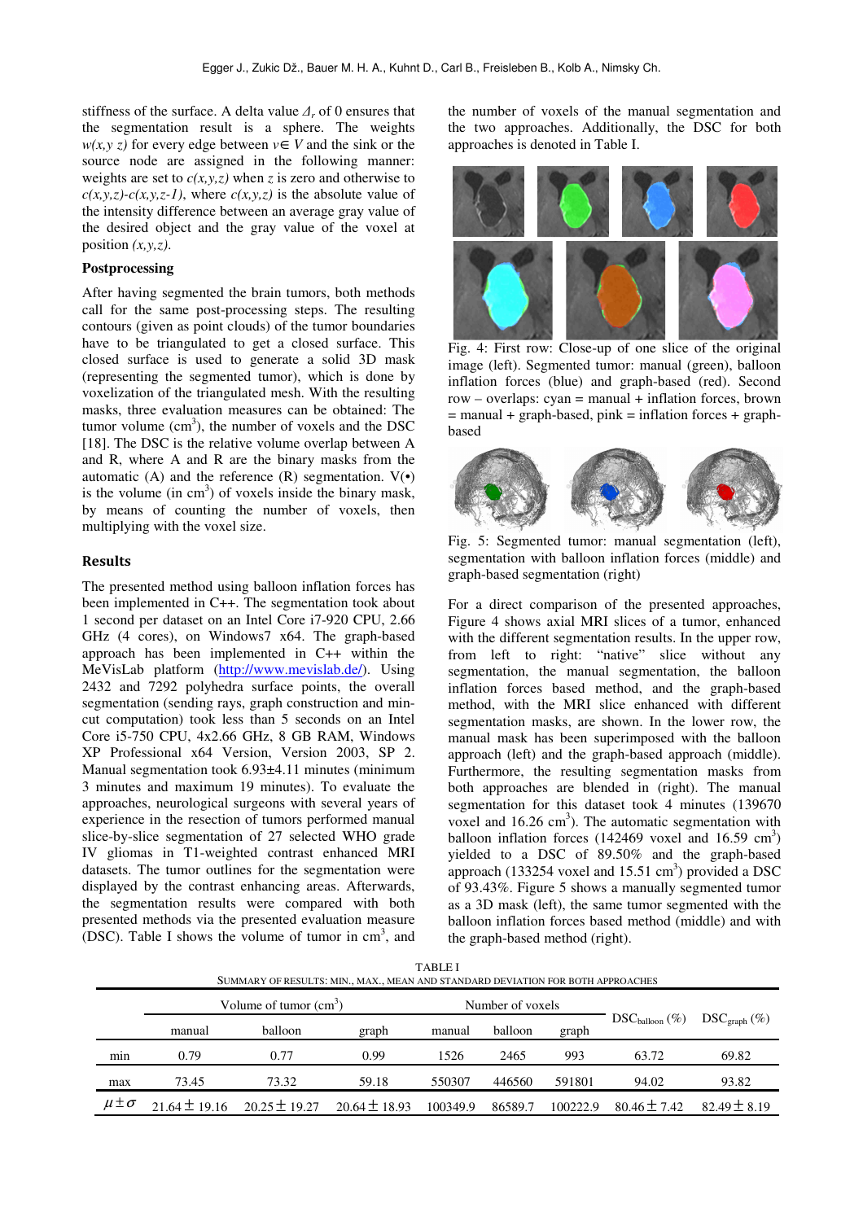stiffness of the surface. A delta value $\Delta_r$ of 0 ensures that the segmentation result is a sphere. The weights $w(x,y\ z)$ for every edge between $v \in V$ and the sink or the source node are assigned in the following manner: weights are set to $c(x,y,z)$ when $z$ is zero and otherwise to $c(x,y,z)$-$c(x,y,z$-$1)$, where $c(x,y,z)$ is the absolute value of the intensity difference between an average gray value of the desired object and the gray value of the voxel at position $(x,y,z)$.

**Postprocessing**

After having segmented the brain tumors, both methods call for the same post-processing steps. The resulting contours (given as point clouds) of the tumor boundaries have to be triangulated to get a closed surface. This closed surface is used to generate a solid 3D mask (representing the segmented tumor), which is done by voxelization of the triangulated mesh. With the resulting masks, three evaluation measures can be obtained: The tumor volume (cm$^3$), the number of voxels and the DSC [18]. The DSC is the relative volume overlap between A and R, where A and R are the binary masks from the automatic (A) and the reference (R) segmentation. V(•) is the volume (in cm$^3$) of voxels inside the binary mask, by means of counting the number of voxels, then multiplying with the voxel size.

## Results

The presented method using balloon inflation forces has been implemented in C++. The segmentation took about 1 second per dataset on an Intel Core i7-920 CPU, 2.66 GHz (4 cores), on Windows7 x64. The graph-based approach has been implemented in C++ within the MeVisLab platform (http://www.mevislab.de/). Using 2432 and 7292 polyhedra surface points, the overall segmentation (sending rays, graph construction and min-cut computation) took less than 5 seconds on an Intel Core i5-750 CPU, 4x2.66 GHz, 8 GB RAM, Windows XP Professional x64 Version, Version 2003, SP 2. Manual segmentation took 6.93±4.11 minutes (minimum 3 minutes and maximum 19 minutes). To evaluate the approaches, neurological surgeons with several years of experience in the resection of tumors performed manual slice-by-slice segmentation of 27 selected WHO grade IV gliomas in T1-weighted contrast enhanced MRI datasets. The tumor outlines for the segmentation were displayed by the contrast enhancing areas. Afterwards, the segmentation results were compared with both presented methods via the presented evaluation measure (DSC). Table I shows the volume of tumor in cm$^3$, and the number of voxels of the manual segmentation and the two approaches. Additionally, the DSC for both approaches is denoted in Table I.

Fig. 4: First row: Close-up of one slice of the original image (left). Segmented tumor: manual (green), balloon inflation forces (blue) and graph-based (red). Second row – overlaps: cyan = manual + inflation forces, brown = manual + graph-based, pink = inflation forces + graph-based

Fig. 5: Segmented tumor: manual segmentation (left), segmentation with balloon inflation forces (middle) and graph-based segmentation (right)

For a direct comparison of the presented approaches, Figure 4 shows axial MRI slices of a tumor, enhanced with the different segmentation results. In the upper row, from left to right: "native" slice without any segmentation, the manual segmentation, the balloon inflation forces based method, and the graph-based method, with the MRI slice enhanced with different segmentation masks, are shown. In the lower row, the manual mask has been superimposed with the balloon approach (left) and the graph-based approach (middle). Furthermore, the resulting segmentation masks from both approaches are blended in (right). The manual segmentation for this dataset took 4 minutes (139670 voxel and 16.26 cm$^3$). The automatic segmentation with balloon inflation forces (142469 voxel and 16.59 cm$^3$) yielded to a DSC of 89.50% and the graph-based approach (133254 voxel and 15.51 cm$^3$) provided a DSC of 93.43%. Figure 5 shows a manually segmented tumor as a 3D mask (left), the same tumor segmented with the balloon inflation forces based method (middle) and with the graph-based method (right).

TABLE I
SUMMARY OF RESULTS: MIN., MAX., MEAN AND STANDARD DEVIATION FOR BOTH APPROACHES

| | Volume of tumor (cm$^3$) | | | Number of voxels | | | DSC$_{balloon}$ (%) | DSC$_{graph}$ (%) |
|---|---|---|---|---|---|---|---|---|
| | manual | balloon | graph | manual | balloon | graph | | |
| min | 0.79 | 0.77 | 0.99 | 1526 | 2465 | 993 | 63.72 | 69.82 |
| max | 73.45 | 73.32 | 59.18 | 550307 | 446560 | 591801 | 94.02 | 93.82 |
| $\mu \pm \sigma$ | 21.64 ± 19.16 | 20.25 ± 19.27 | 20.64 ± 18.93 | 100349.9 | 86589.7 | 100222.9 | 80.46 ± 7.42 | 82.49 ± 8.19 |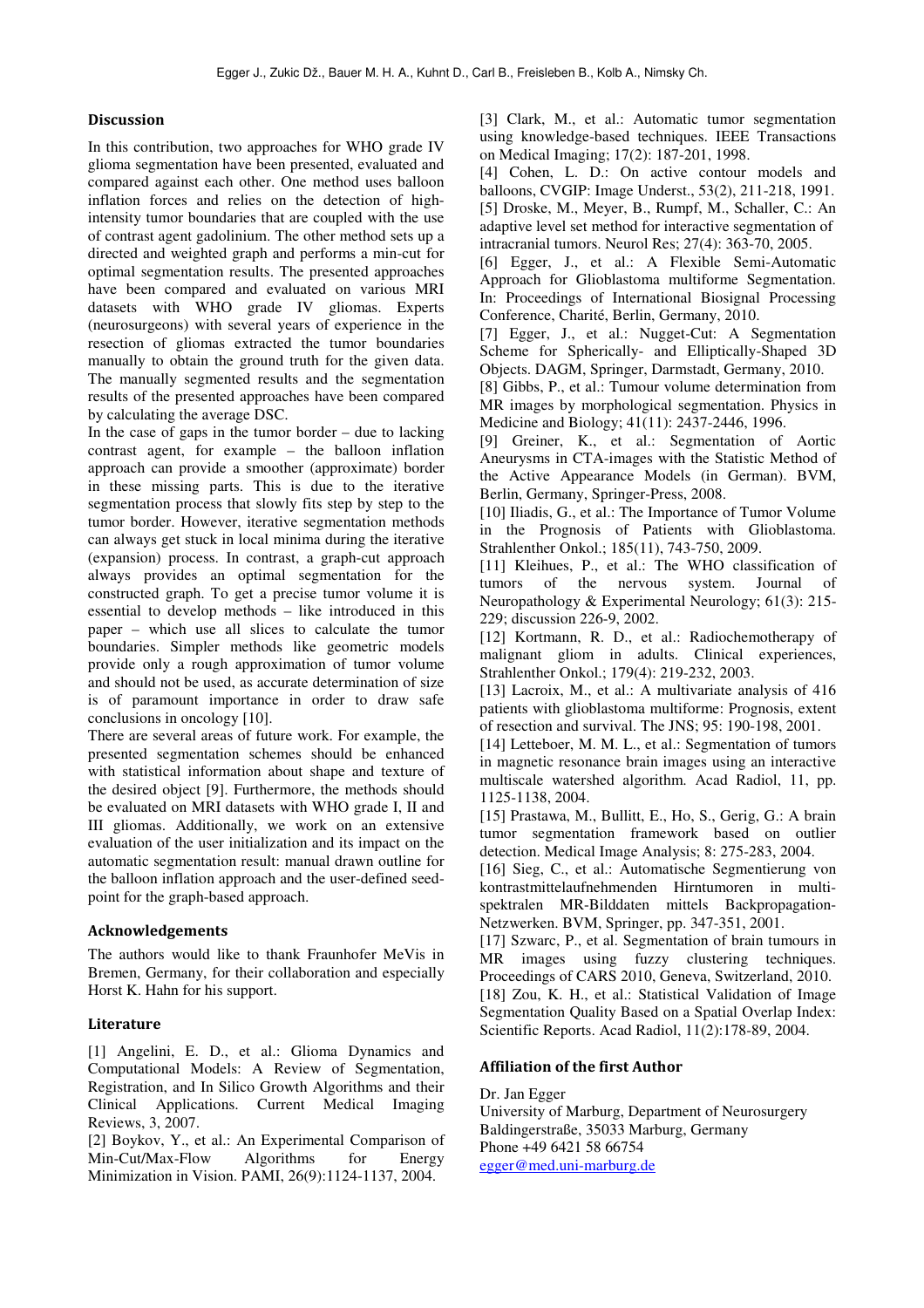## Discussion

In this contribution, two approaches for WHO grade IV glioma segmentation have been presented, evaluated and compared against each other. One method uses balloon inflation forces and relies on the detection of high-intensity tumor boundaries that are coupled with the use of contrast agent gadolinium. The other method sets up a directed and weighted graph and performs a min-cut for optimal segmentation results. The presented approaches have been compared and evaluated on various MRI datasets with WHO grade IV gliomas. Experts (neurosurgeons) with several years of experience in the resection of gliomas extracted the tumor boundaries manually to obtain the ground truth for the given data. The manually segmented results and the segmentation results of the presented approaches have been compared by calculating the average DSC.

In the case of gaps in the tumor border – due to lacking contrast agent, for example – the balloon inflation approach can provide a smoother (approximate) border in these missing parts. This is due to the iterative segmentation process that slowly fits step by step to the tumor border. However, iterative segmentation methods can always get stuck in local minima during the iterative (expansion) process. In contrast, a graph-cut approach always provides an optimal segmentation for the constructed graph. To get a precise tumor volume it is essential to develop methods – like introduced in this paper – which use all slices to calculate the tumor boundaries. Simpler methods like geometric models provide only a rough approximation of tumor volume and should not be used, as accurate determination of size is of paramount importance in order to draw safe conclusions in oncology [10].

There are several areas of future work. For example, the presented segmentation schemes should be enhanced with statistical information about shape and texture of the desired object [9]. Furthermore, the methods should be evaluated on MRI datasets with WHO grade I, II and III gliomas. Additionally, we work on an extensive evaluation of the user initialization and its impact on the automatic segmentation result: manual drawn outline for the balloon inflation approach and the user-defined seed-point for the graph-based approach.

## Acknowledgements

The authors would like to thank Fraunhofer MeVis in Bremen, Germany, for their collaboration and especially Horst K. Hahn for his support.

## Literature

[1] Angelini, E. D., et al.: Glioma Dynamics and Computational Models: A Review of Segmentation, Registration, and In Silico Growth Algorithms and their Clinical Applications. Current Medical Imaging Reviews, 3, 2007.

[2] Boykov, Y., et al.: An Experimental Comparison of Min-Cut/Max-Flow Algorithms for Energy Minimization in Vision. PAMI, 26(9):1124-1137, 2004.

[3] Clark, M., et al.: Automatic tumor segmentation using knowledge-based techniques. IEEE Transactions on Medical Imaging; 17(2): 187-201, 1998.

[4] Cohen, L. D.: On active contour models and balloons, CVGIP: Image Underst., 53(2), 211-218, 1991.

[5] Droske, M., Meyer, B., Rumpf, M., Schaller, C.: An adaptive level set method for interactive segmentation of intracranial tumors. Neurol Res; 27(4): 363-70, 2005.

[6] Egger, J., et al.: A Flexible Semi-Automatic Approach for Glioblastoma multiforme Segmentation. In: Proceedings of International Biosignal Processing Conference, Charité, Berlin, Germany, 2010.

[7] Egger, J., et al.: Nugget-Cut: A Segmentation Scheme for Spherically- and Elliptically-Shaped 3D Objects. DAGM, Springer, Darmstadt, Germany, 2010.

[8] Gibbs, P., et al.: Tumour volume determination from MR images by morphological segmentation. Physics in Medicine and Biology; 41(11): 2437-2446, 1996.

[9] Greiner, K., et al.: Segmentation of Aortic Aneurysms in CTA-images with the Statistic Method of the Active Appearance Models (in German). BVM, Berlin, Germany, Springer-Press, 2008.

[10] Iliadis, G., et al.: The Importance of Tumor Volume in the Prognosis of Patients with Glioblastoma. Strahlenther Onkol.; 185(11), 743-750, 2009.

[11] Kleihues, P., et al.: The WHO classification of tumors of the nervous system. Journal of Neuropathology & Experimental Neurology; 61(3): 215-229; discussion 226-9, 2002.

[12] Kortmann, R. D., et al.: Radiochemotherapy of malignant gliom in adults. Clinical experiences, Strahlenther Onkol.; 179(4): 219-232, 2003.

[13] Lacroix, M., et al.: A multivariate analysis of 416 patients with glioblastoma multiforme: Prognosis, extent of resection and survival. The JNS; 95: 190-198, 2001.

[14] Letteboer, M. M. L., et al.: Segmentation of tumors in magnetic resonance brain images using an interactive multiscale watershed algorithm. Acad Radiol, 11, pp. 1125-1138, 2004.

[15] Prastawa, M., Bullitt, E., Ho, S., Gerig, G.: A brain tumor segmentation framework based on outlier detection. Medical Image Analysis; 8: 275-283, 2004.

[16] Sieg, C., et al.: Automatische Segmentierung von kontrastmittelaufnehmenden Hirntumoren in multi-spektralen MR-Bilddaten mittels Backpropagation-Netzwerken. BVM, Springer, pp. 347-351, 2001.

[17] Szwarc, P., et al. Segmentation of brain tumours in MR images using fuzzy clustering techniques. Proceedings of CARS 2010, Geneva, Switzerland, 2010.

[18] Zou, K. H., et al.: Statistical Validation of Image Segmentation Quality Based on a Spatial Overlap Index: Scientific Reports. Acad Radiol, 11(2):178-89, 2004.

## Affiliation of the first Author

Dr. Jan Egger
University of Marburg, Department of Neurosurgery
Baldingerstraße, 35033 Marburg, Germany
Phone +49 6421 58 66754
egger@med.uni-marburg.de